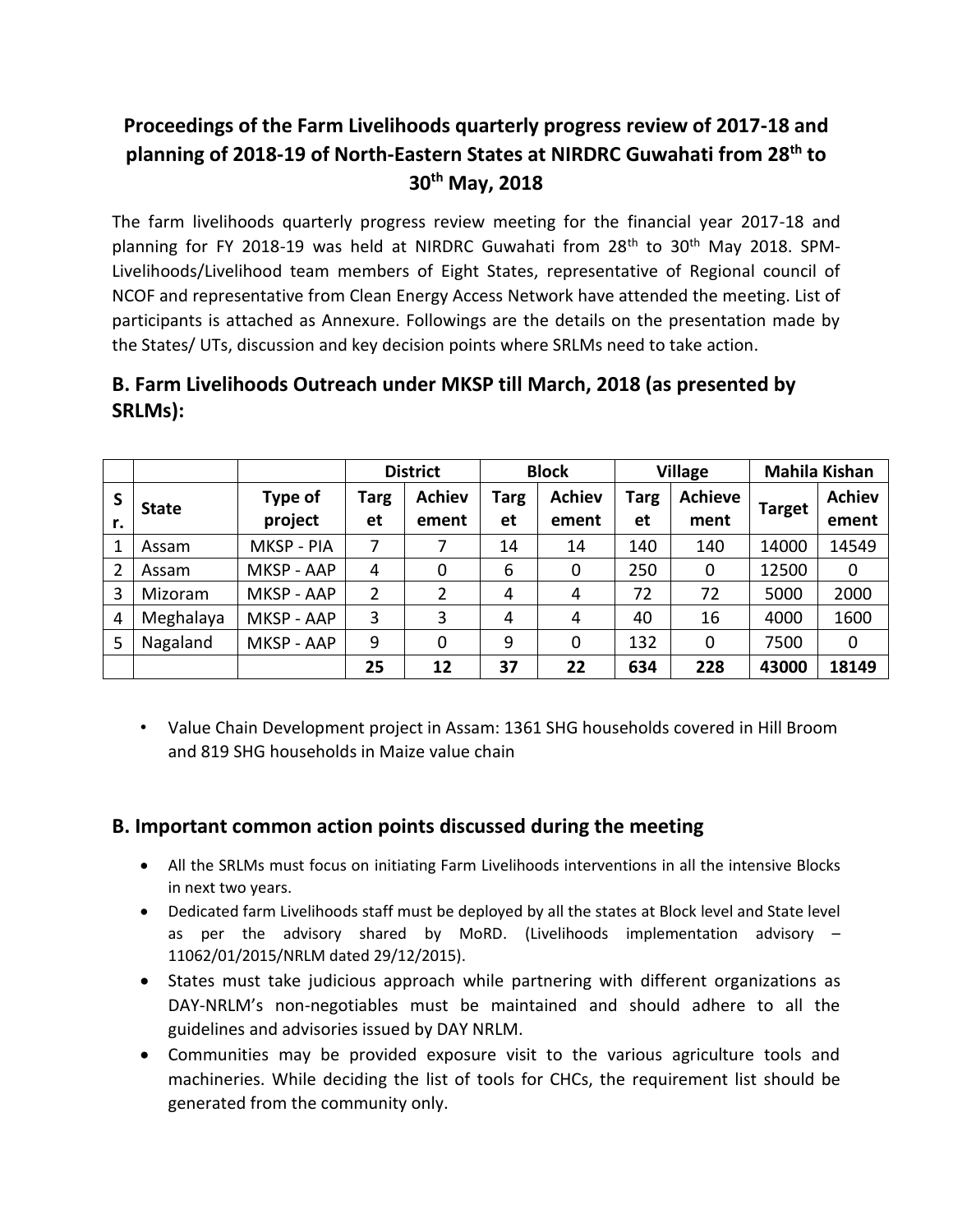# Proceedings of the Farm Livelihoods quarterly progress review of 2017-18 and planning of 2018-19 of North-Eastern States at NIRDRC Guwahati from 28th to 30th May, 2018

The farm livelihoods quarterly progress review meeting for the financial year 2017-18 and planning for FY 2018-19 was held at NIRDRC Guwahati from 28th to 30th May 2018. SPM-Livelihoods/Livelihood team members of Eight States, representative of Regional council of NCOF and representative from Clean Energy Access Network have attended the meeting. List of participants is attached as Annexure. Followings are the details on the presentation made by the States/ UTs, discussion and key decision points where SRLMs need to take action.

## B. Farm Livelihoods Outreach under MKSP till March, 2018 (as presented by SRLMs):

| | | | District | | Block | | Village | | Mahila Kishan | |
|---|---|---|---|---|---|---|---|---|---|---|
| Sr. | State | Type of project | Target | Achievement | Target | Achievement | Target | Achievement | Target | Achievement |
| 1 | Assam | MKSP - PIA | 7 | 7 | 14 | 14 | 140 | 140 | 14000 | 14549 |
| 2 | Assam | MKSP - AAP | 4 | 0 | 6 | 0 | 250 | 0 | 12500 | 0 |
| 3 | Mizoram | MKSP - AAP | 2 | 2 | 4 | 4 | 72 | 72 | 5000 | 2000 |
| 4 | Meghalaya | MKSP - AAP | 3 | 3 | 4 | 4 | 40 | 16 | 4000 | 1600 |
| 5 | Nagaland | MKSP - AAP | 9 | 0 | 9 | 0 | 132 | 0 | 7500 | 0 |
| | | | **25** | **12** | **37** | **22** | **634** | **228** | **43000** | **18149** |

- Value Chain Development project in Assam: 1361 SHG households covered in Hill Broom and 819 SHG households in Maize value chain

## B. Important common action points discussed during the meeting

- All the SRLMs must focus on initiating Farm Livelihoods interventions in all the intensive Blocks in next two years.
- Dedicated farm Livelihoods staff must be deployed by all the states at Block level and State level as per the advisory shared by MoRD. (Livelihoods implementation advisory – 11062/01/2015/NRLM dated 29/12/2015).
- States must take judicious approach while partnering with different organizations as DAY-NRLM's non-negotiables must be maintained and should adhere to all the guidelines and advisories issued by DAY NRLM.
- Communities may be provided exposure visit to the various agriculture tools and machineries. While deciding the list of tools for CHCs, the requirement list should be generated from the community only.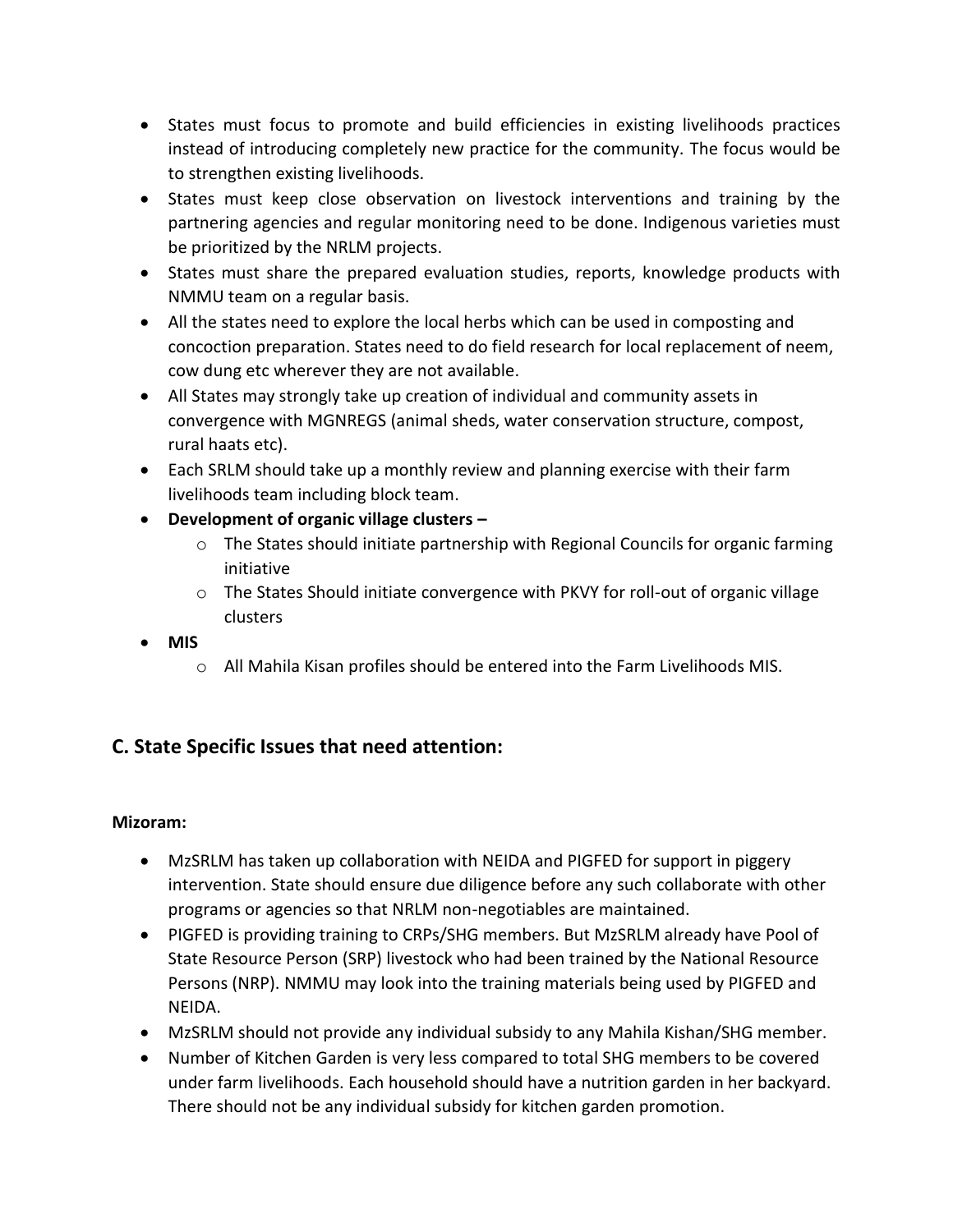- States must focus to promote and build efficiencies in existing livelihoods practices instead of introducing completely new practice for the community. The focus would be to strengthen existing livelihoods.
- States must keep close observation on livestock interventions and training by the partnering agencies and regular monitoring need to be done. Indigenous varieties must be prioritized by the NRLM projects.
- States must share the prepared evaluation studies, reports, knowledge products with NMMU team on a regular basis.
- All the states need to explore the local herbs which can be used in composting and concoction preparation. States need to do field research for local replacement of neem, cow dung etc wherever they are not available.
- All States may strongly take up creation of individual and community assets in convergence with MGNREGS (animal sheds, water conservation structure, compost, rural haats etc).
- Each SRLM should take up a monthly review and planning exercise with their farm livelihoods team including block team.
- **Development of organic village clusters –**
  - The States should initiate partnership with Regional Councils for organic farming initiative
  - The States Should initiate convergence with PKVY for roll-out of organic village clusters
- **MIS**
  - All Mahila Kisan profiles should be entered into the Farm Livelihoods MIS.

## C. State Specific Issues that need attention:

**Mizoram:**

- MzSRLM has taken up collaboration with NEIDA and PIGFED for support in piggery intervention. State should ensure due diligence before any such collaborate with other programs or agencies so that NRLM non-negotiables are maintained.
- PIGFED is providing training to CRPs/SHG members. But MzSRLM already have Pool of State Resource Person (SRP) livestock who had been trained by the National Resource Persons (NRP). NMMU may look into the training materials being used by PIGFED and NEIDA.
- MzSRLM should not provide any individual subsidy to any Mahila Kishan/SHG member.
- Number of Kitchen Garden is very less compared to total SHG members to be covered under farm livelihoods. Each household should have a nutrition garden in her backyard. There should not be any individual subsidy for kitchen garden promotion.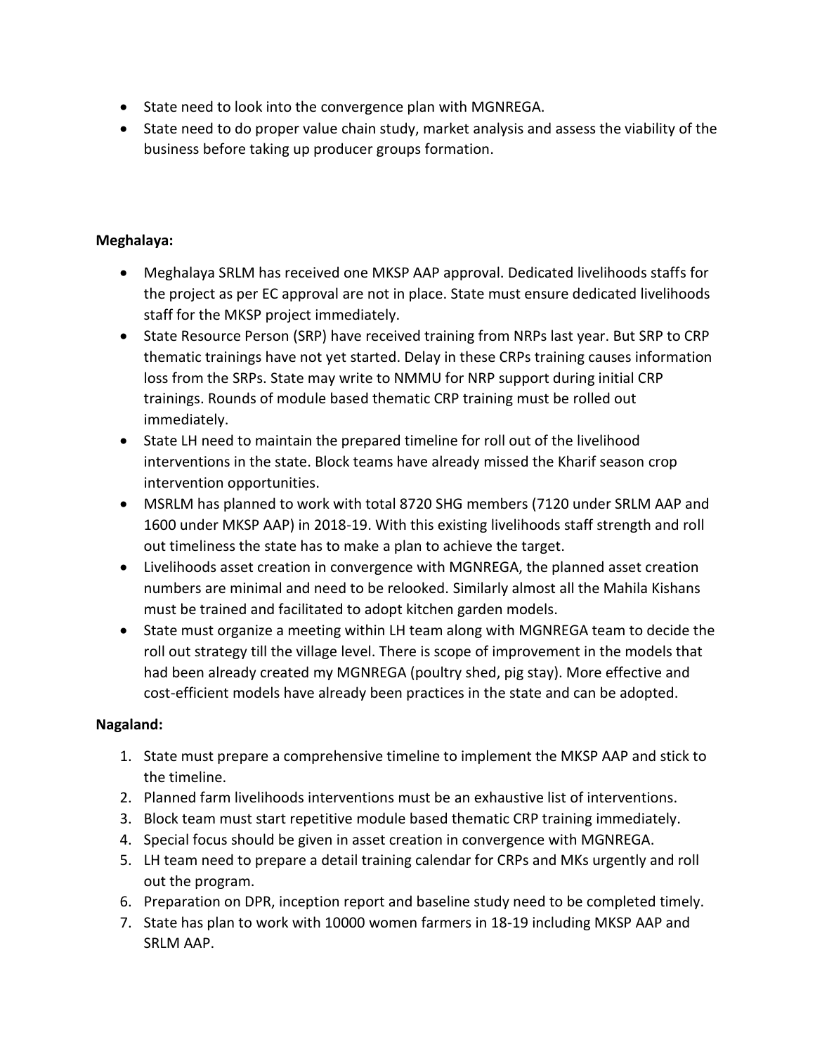- State need to look into the convergence plan with MGNREGA.
- State need to do proper value chain study, market analysis and assess the viability of the business before taking up producer groups formation.

**Meghalaya:**

- Meghalaya SRLM has received one MKSP AAP approval. Dedicated livelihoods staffs for the project as per EC approval are not in place. State must ensure dedicated livelihoods staff for the MKSP project immediately.
- State Resource Person (SRP) have received training from NRPs last year. But SRP to CRP thematic trainings have not yet started. Delay in these CRPs training causes information loss from the SRPs. State may write to NMMU for NRP support during initial CRP trainings. Rounds of module based thematic CRP training must be rolled out immediately.
- State LH need to maintain the prepared timeline for roll out of the livelihood interventions in the state. Block teams have already missed the Kharif season crop intervention opportunities.
- MSRLM has planned to work with total 8720 SHG members (7120 under SRLM AAP and 1600 under MKSP AAP) in 2018-19. With this existing livelihoods staff strength and roll out timeliness the state has to make a plan to achieve the target.
- Livelihoods asset creation in convergence with MGNREGA, the planned asset creation numbers are minimal and need to be relooked. Similarly almost all the Mahila Kishans must be trained and facilitated to adopt kitchen garden models.
- State must organize a meeting within LH team along with MGNREGA team to decide the roll out strategy till the village level. There is scope of improvement in the models that had been already created my MGNREGA (poultry shed, pig stay). More effective and cost-efficient models have already been practices in the state and can be adopted.

**Nagaland:**

1. State must prepare a comprehensive timeline to implement the MKSP AAP and stick to the timeline.
2. Planned farm livelihoods interventions must be an exhaustive list of interventions.
3. Block team must start repetitive module based thematic CRP training immediately.
4. Special focus should be given in asset creation in convergence with MGNREGA.
5. LH team need to prepare a detail training calendar for CRPs and MKs urgently and roll out the program.
6. Preparation on DPR, inception report and baseline study need to be completed timely.
7. State has plan to work with 10000 women farmers in 18-19 including MKSP AAP and SRLM AAP.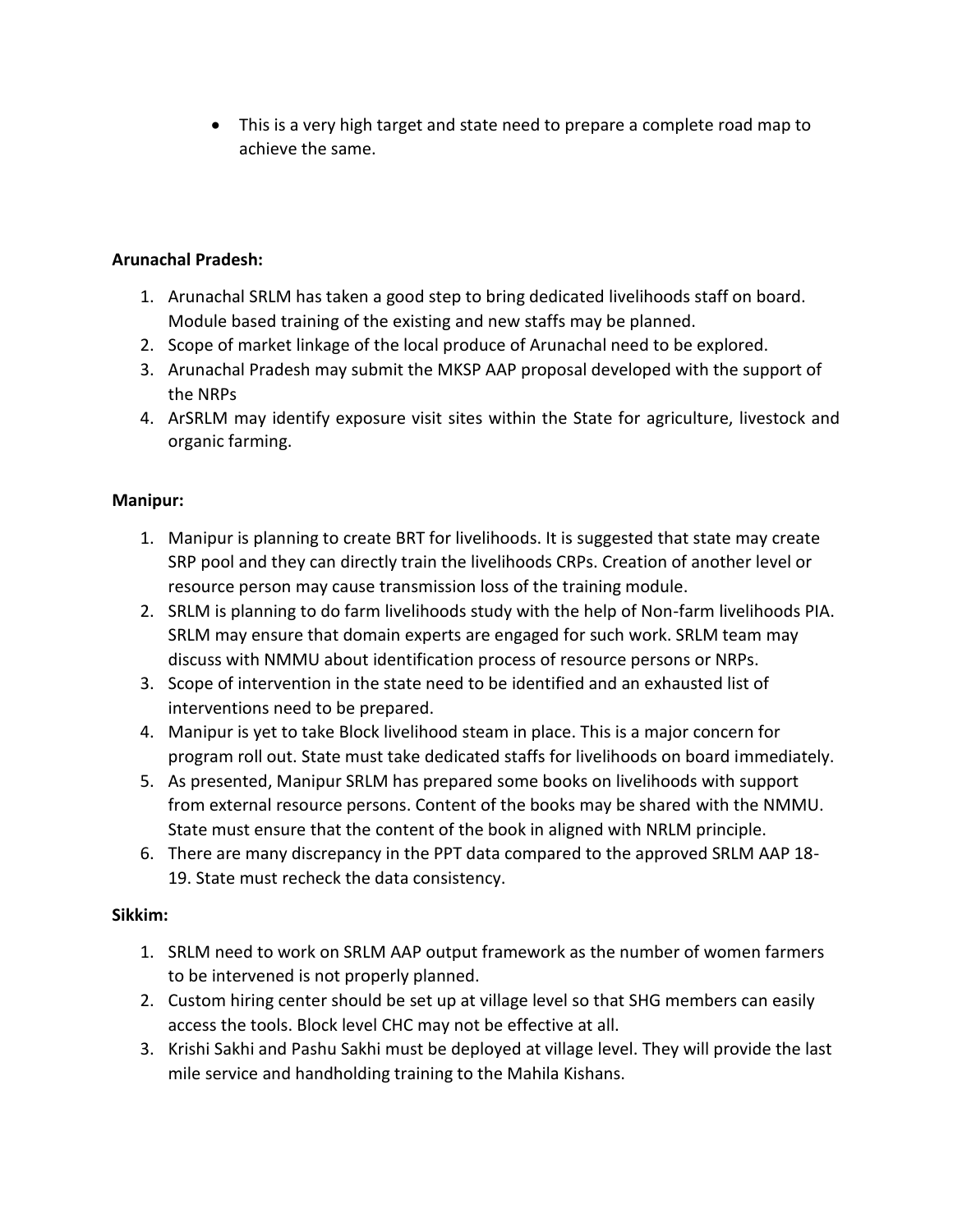- This is a very high target and state need to prepare a complete road map to achieve the same.

**Arunachal Pradesh:**

1. Arunachal SRLM has taken a good step to bring dedicated livelihoods staff on board. Module based training of the existing and new staffs may be planned.
2. Scope of market linkage of the local produce of Arunachal need to be explored.
3. Arunachal Pradesh may submit the MKSP AAP proposal developed with the support of the NRPs
4. ArSRLM may identify exposure visit sites within the State for agriculture, livestock and organic farming.

**Manipur:**

1. Manipur is planning to create BRT for livelihoods. It is suggested that state may create SRP pool and they can directly train the livelihoods CRPs. Creation of another level or resource person may cause transmission loss of the training module.
2. SRLM is planning to do farm livelihoods study with the help of Non-farm livelihoods PIA. SRLM may ensure that domain experts are engaged for such work. SRLM team may discuss with NMMU about identification process of resource persons or NRPs.
3. Scope of intervention in the state need to be identified and an exhausted list of interventions need to be prepared.
4. Manipur is yet to take Block livelihood steam in place. This is a major concern for program roll out. State must take dedicated staffs for livelihoods on board immediately.
5. As presented, Manipur SRLM has prepared some books on livelihoods with support from external resource persons. Content of the books may be shared with the NMMU. State must ensure that the content of the book in aligned with NRLM principle.
6. There are many discrepancy in the PPT data compared to the approved SRLM AAP 18-19. State must recheck the data consistency.

**Sikkim:**

1. SRLM need to work on SRLM AAP output framework as the number of women farmers to be intervened is not properly planned.
2. Custom hiring center should be set up at village level so that SHG members can easily access the tools. Block level CHC may not be effective at all.
3. Krishi Sakhi and Pashu Sakhi must be deployed at village level. They will provide the last mile service and handholding training to the Mahila Kishans.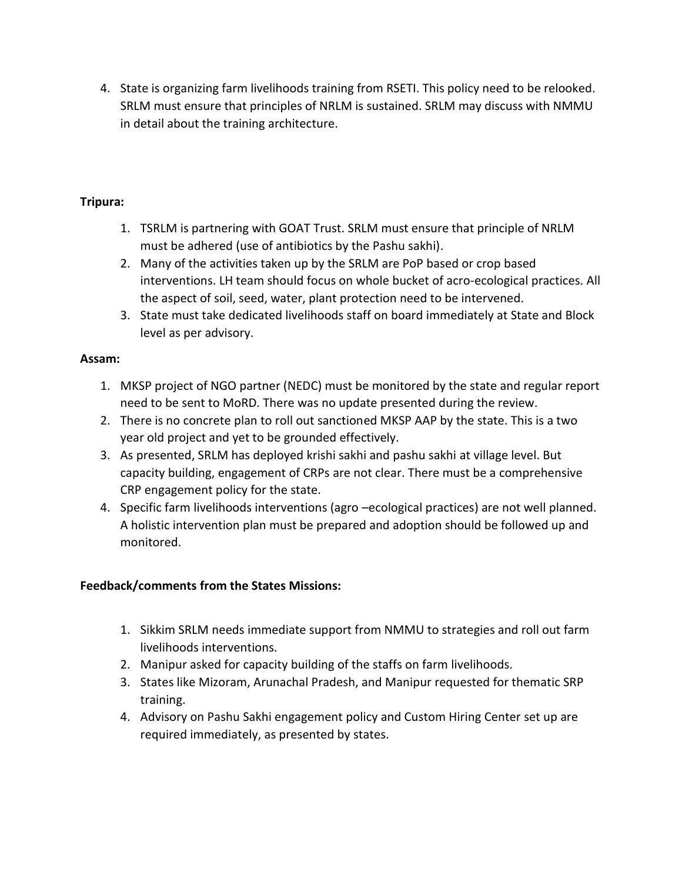4. State is organizing farm livelihoods training from RSETI. This policy need to be relooked. SRLM must ensure that principles of NRLM is sustained. SRLM may discuss with NMMU in detail about the training architecture.

**Tripura:**

1. TSRLM is partnering with GOAT Trust. SRLM must ensure that principle of NRLM must be adhered (use of antibiotics by the Pashu sakhi).
2. Many of the activities taken up by the SRLM are PoP based or crop based interventions. LH team should focus on whole bucket of acro-ecological practices. All the aspect of soil, seed, water, plant protection need to be intervened.
3. State must take dedicated livelihoods staff on board immediately at State and Block level as per advisory.

**Assam:**

1. MKSP project of NGO partner (NEDC) must be monitored by the state and regular report need to be sent to MoRD. There was no update presented during the review.
2. There is no concrete plan to roll out sanctioned MKSP AAP by the state. This is a two year old project and yet to be grounded effectively.
3. As presented, SRLM has deployed krishi sakhi and pashu sakhi at village level. But capacity building, engagement of CRPs are not clear. There must be a comprehensive CRP engagement policy for the state.
4. Specific farm livelihoods interventions (agro –ecological practices) are not well planned. A holistic intervention plan must be prepared and adoption should be followed up and monitored.

**Feedback/comments from the States Missions:**

1. Sikkim SRLM needs immediate support from NMMU to strategies and roll out farm livelihoods interventions.
2. Manipur asked for capacity building of the staffs on farm livelihoods.
3. States like Mizoram, Arunachal Pradesh, and Manipur requested for thematic SRP training.
4. Advisory on Pashu Sakhi engagement policy and Custom Hiring Center set up are required immediately, as presented by states.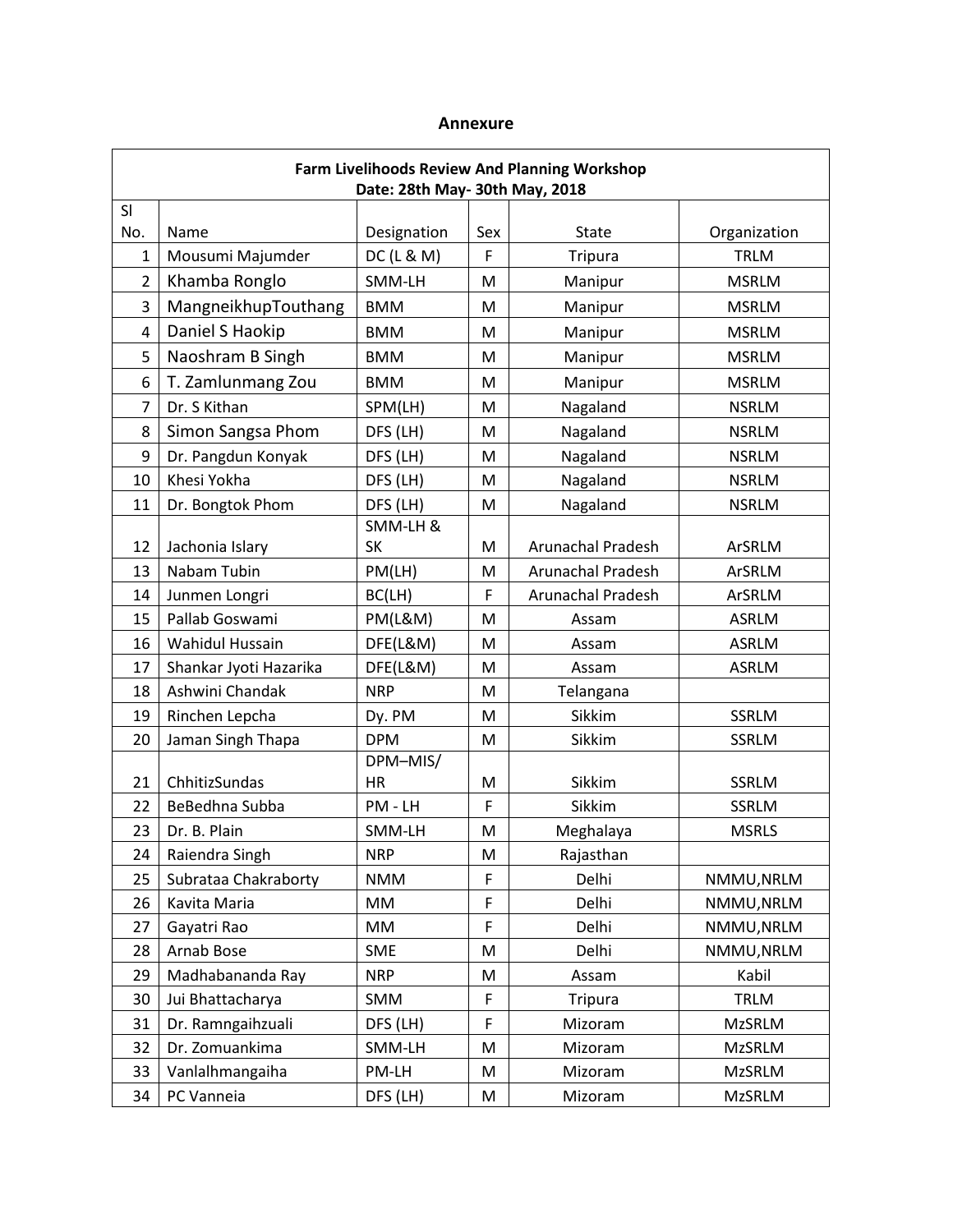## Annexure

| Farm Livelihoods Review And Planning Workshop Date: 28th May- 30th May, 2018 | | | | | |
|---|---|---|---|---|---|
| Sl No. | Name | Designation | Sex | State | Organization |
| 1 | Mousumi Majumder | DC (L & M) | F | Tripura | TRLM |
| 2 | Khamba Ronglo | SMM-LH | M | Manipur | MSRLM |
| 3 | MangneikhupTouthang | BMM | M | Manipur | MSRLM |
| 4 | Daniel S Haokip | BMM | M | Manipur | MSRLM |
| 5 | Naoshram B Singh | BMM | M | Manipur | MSRLM |
| 6 | T. Zamlunmang Zou | BMM | M | Manipur | MSRLM |
| 7 | Dr. S Kithan | SPM(LH) | M | Nagaland | NSRLM |
| 8 | Simon Sangsa Phom | DFS (LH) | M | Nagaland | NSRLM |
| 9 | Dr. Pangdun Konyak | DFS (LH) | M | Nagaland | NSRLM |
| 10 | Khesi Yokha | DFS (LH) | M | Nagaland | NSRLM |
| 11 | Dr. Bongtok Phom | DFS (LH) | M | Nagaland | NSRLM |
| 12 | Jachonia Islary | SMM-LH & SK | M | Arunachal Pradesh | ArSRLM |
| 13 | Nabam Tubin | PM(LH) | M | Arunachal Pradesh | ArSRLM |
| 14 | Junmen Longri | BC(LH) | F | Arunachal Pradesh | ArSRLM |
| 15 | Pallab Goswami | PM(L&M) | M | Assam | ASRLM |
| 16 | Wahidul Hussain | DFE(L&M) | M | Assam | ASRLM |
| 17 | Shankar Jyoti Hazarika | DFE(L&M) | M | Assam | ASRLM |
| 18 | Ashwini Chandak | NRP | M | Telangana | |
| 19 | Rinchen Lepcha | Dy. PM | M | Sikkim | SSRLM |
| 20 | Jaman Singh Thapa | DPM | M | Sikkim | SSRLM |
| 21 | ChhitizSundas | DPM–MIS/ HR | M | Sikkim | SSRLM |
| 22 | BeBedhna Subba | PM - LH | F | Sikkim | SSRLM |
| 23 | Dr. B. Plain | SMM-LH | M | Meghalaya | MSRLS |
| 24 | Raiendra Singh | NRP | M | Rajasthan | |
| 25 | Subrataa Chakraborty | NMM | F | Delhi | NMMU,NRLM |
| 26 | Kavita Maria | MM | F | Delhi | NMMU,NRLM |
| 27 | Gayatri Rao | MM | F | Delhi | NMMU,NRLM |
| 28 | Arnab Bose | SME | M | Delhi | NMMU,NRLM |
| 29 | Madhabananda Ray | NRP | M | Assam | Kabil |
| 30 | Jui Bhattacharya | SMM | F | Tripura | TRLM |
| 31 | Dr. Ramngaihzuali | DFS (LH) | F | Mizoram | MzSRLM |
| 32 | Dr. Zomuankima | SMM-LH | M | Mizoram | MzSRLM |
| 33 | Vanlalhmangaiha | PM-LH | M | Mizoram | MzSRLM |
| 34 | PC Vanneia | DFS (LH) | M | Mizoram | MzSRLM |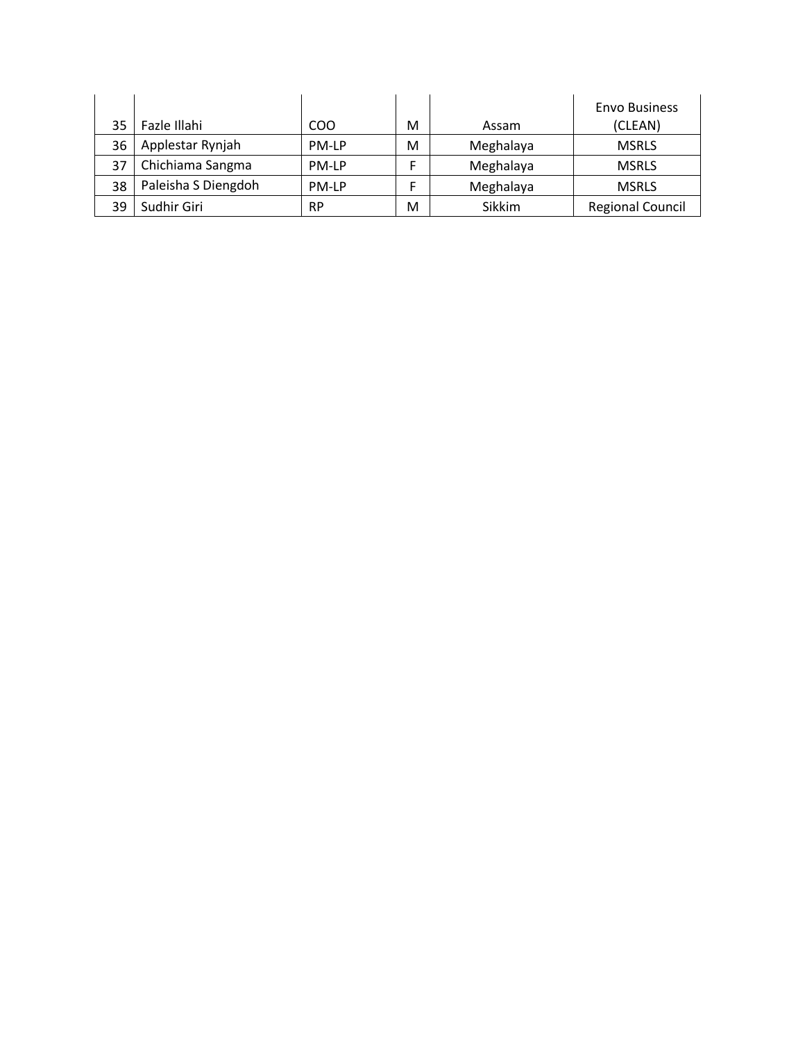| | | | | | |
|---|---|---|---|---|---|
| 35 | Fazle Illahi | COO | M | Assam | Envo Business (CLEAN) |
| 36 | Applestar Rynjah | PM-LP | M | Meghalaya | MSRLS |
| 37 | Chichiama Sangma | PM-LP | F | Meghalaya | MSRLS |
| 38 | Paleisha S Diengdoh | PM-LP | F | Meghalaya | MSRLS |
| 39 | Sudhir Giri | RP | M | Sikkim | Regional Council |